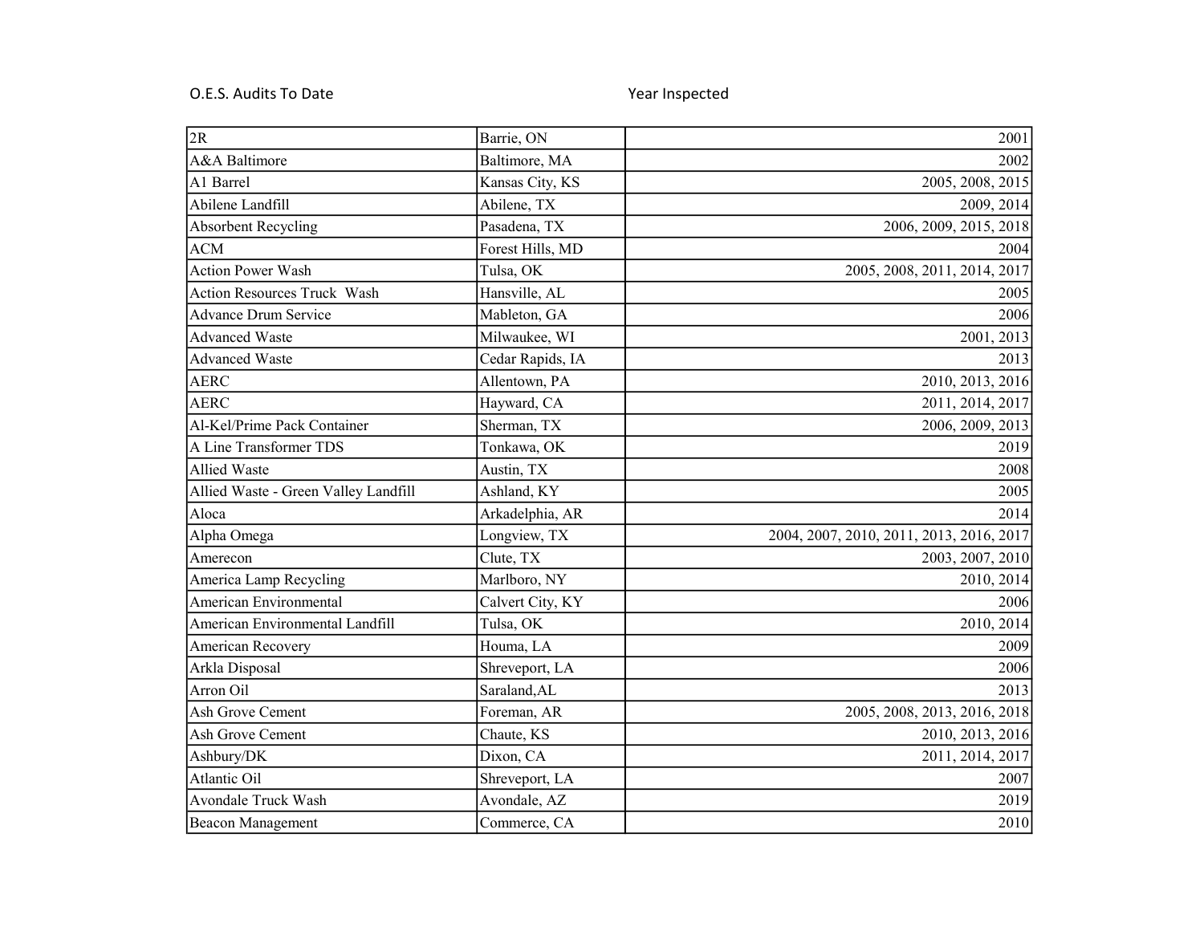O.E.S. Audits To Date | Year Inspected

| | | |
|---|---|---|
| 2R | Barrie, ON | 2001 |
| A&A Baltimore | Baltimore, MA | 2002 |
| A1 Barrel | Kansas City, KS | 2005, 2008, 2015 |
| Abilene Landfill | Abilene, TX | 2009, 2014 |
| Absorbent Recycling | Pasadena, TX | 2006, 2009, 2015, 2018 |
| ACM | Forest Hills, MD | 2004 |
| Action Power Wash | Tulsa, OK | 2005, 2008, 2011, 2014, 2017 |
| Action Resources Truck Wash | Hansville, AL | 2005 |
| Advance Drum Service | Mableton, GA | 2006 |
| Advanced Waste | Milwaukee, WI | 2001, 2013 |
| Advanced Waste | Cedar Rapids, IA | 2013 |
| AERC | Allentown, PA | 2010, 2013, 2016 |
| AERC | Hayward, CA | 2011, 2014, 2017 |
| Al-Kel/Prime Pack Container | Sherman, TX | 2006, 2009, 2013 |
| A Line Transformer TDS | Tonkawa, OK | 2019 |
| Allied Waste | Austin, TX | 2008 |
| Allied Waste - Green Valley Landfill | Ashland, KY | 2005 |
| Aloca | Arkadelphia, AR | 2014 |
| Alpha Omega | Longview, TX | 2004, 2007, 2010, 2011, 2013, 2016, 2017 |
| Amerecon | Clute, TX | 2003, 2007, 2010 |
| America Lamp Recycling | Marlboro, NY | 2010, 2014 |
| American Environmental | Calvert City, KY | 2006 |
| American Environmental Landfill | Tulsa, OK | 2010, 2014 |
| American Recovery | Houma, LA | 2009 |
| Arkla Disposal | Shreveport, LA | 2006 |
| Arron Oil | Saraland,AL | 2013 |
| Ash Grove Cement | Foreman, AR | 2005, 2008, 2013, 2016, 2018 |
| Ash Grove Cement | Chaute, KS | 2010, 2013, 2016 |
| Ashbury/DK | Dixon, CA | 2011, 2014, 2017 |
| Atlantic Oil | Shreveport, LA | 2007 |
| Avondale Truck Wash | Avondale, AZ | 2019 |
| Beacon Management | Commerce, CA | 2010 |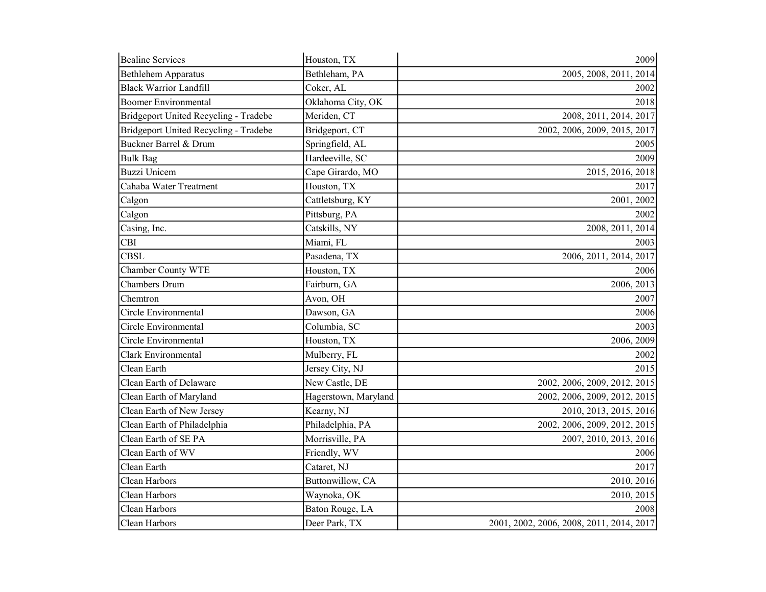| | | |
|---|---|---|
| Bealine Services | Houston, TX | 2009 |
| Bethlehem Apparatus | Bethleham, PA | 2005, 2008, 2011, 2014 |
| Black Warrior Landfill | Coker, AL | 2002 |
| Boomer Environmental | Oklahoma City, OK | 2018 |
| Bridgeport United Recycling - Tradebe | Meriden, CT | 2008, 2011, 2014, 2017 |
| Bridgeport United Recycling - Tradebe | Bridgeport, CT | 2002, 2006, 2009, 2015, 2017 |
| Buckner Barrel & Drum | Springfield, AL | 2005 |
| Bulk Bag | Hardeeville, SC | 2009 |
| Buzzi Unicem | Cape Girardo, MO | 2015, 2016, 2018 |
| Cahaba Water Treatment | Houston, TX | 2017 |
| Calgon | Cattletsburg, KY | 2001, 2002 |
| Calgon | Pittsburg, PA | 2002 |
| Casing, Inc. | Catskills, NY | 2008, 2011, 2014 |
| CBI | Miami, FL | 2003 |
| CBSL | Pasadena, TX | 2006, 2011, 2014, 2017 |
| Chamber County WTE | Houston, TX | 2006 |
| Chambers Drum | Fairburn, GA | 2006, 2013 |
| Chemtron | Avon, OH | 2007 |
| Circle Environmental | Dawson, GA | 2006 |
| Circle Environmental | Columbia, SC | 2003 |
| Circle Environmental | Houston, TX | 2006, 2009 |
| Clark Environmental | Mulberry, FL | 2002 |
| Clean Earth | Jersey City, NJ | 2015 |
| Clean Earth of Delaware | New Castle, DE | 2002, 2006, 2009, 2012, 2015 |
| Clean Earth of Maryland | Hagerstown, Maryland | 2002, 2006, 2009, 2012, 2015 |
| Clean Earth of New Jersey | Kearny, NJ | 2010, 2013, 2015, 2016 |
| Clean Earth of Philadelphia | Philadelphia, PA | 2002, 2006, 2009, 2012, 2015 |
| Clean Earth of SE PA | Morrisville, PA | 2007, 2010, 2013, 2016 |
| Clean Earth of WV | Friendly, WV | 2006 |
| Clean Earth | Cataret, NJ | 2017 |
| Clean Harbors | Buttonwillow, CA | 2010, 2016 |
| Clean Harbors | Waynoka, OK | 2010, 2015 |
| Clean Harbors | Baton Rouge, LA | 2008 |
| Clean Harbors | Deer Park, TX | 2001, 2002, 2006, 2008, 2011, 2014, 2017 |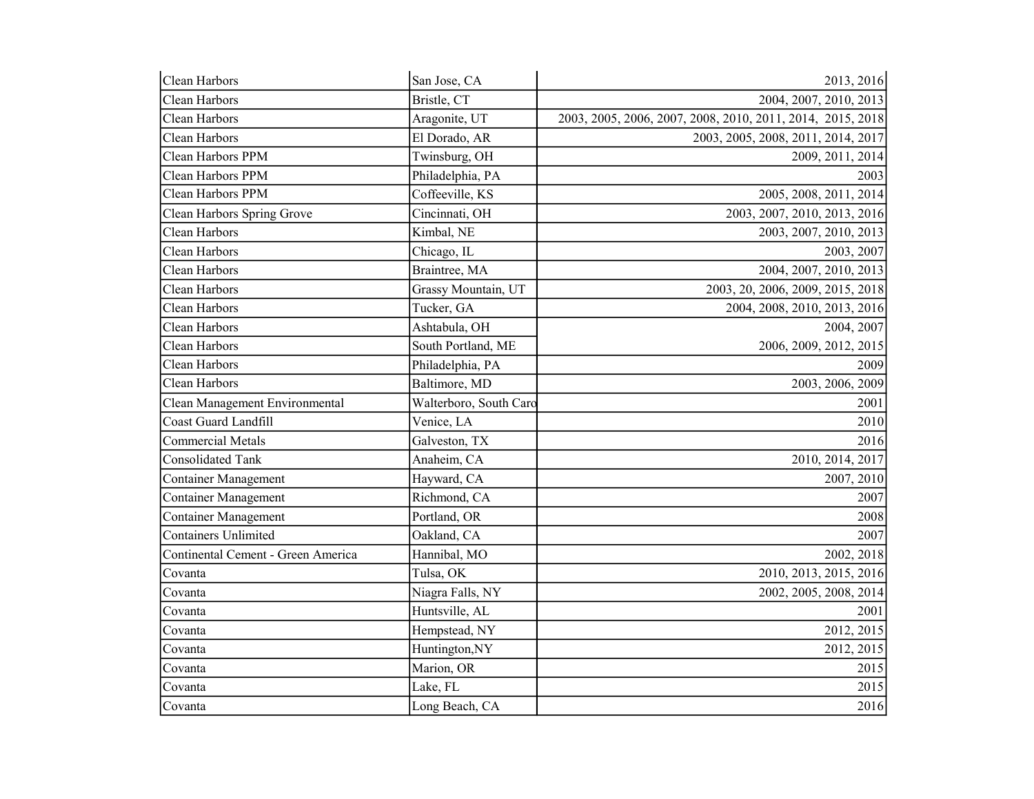| Clean Harbors | San Jose, CA | 2013, 2016 |
|---|---|---|
| Clean Harbors | Bristle, CT | 2004, 2007, 2010, 2013 |
| Clean Harbors | Aragonite, UT | 2003, 2005, 2006, 2007, 2008, 2010, 2011, 2014, 2015, 2018 |
| Clean Harbors | El Dorado, AR | 2003, 2005, 2008, 2011, 2014, 2017 |
| Clean Harbors PPM | Twinsburg, OH | 2009, 2011, 2014 |
| Clean Harbors PPM | Philadelphia, PA | 2003 |
| Clean Harbors PPM | Coffeeville, KS | 2005, 2008, 2011, 2014 |
| Clean Harbors Spring Grove | Cincinnati, OH | 2003, 2007, 2010, 2013, 2016 |
| Clean Harbors | Kimbal, NE | 2003, 2007, 2010, 2013 |
| Clean Harbors | Chicago, IL | 2003, 2007 |
| Clean Harbors | Braintree, MA | 2004, 2007, 2010, 2013 |
| Clean Harbors | Grassy Mountain, UT | 2003, 20, 2006, 2009, 2015, 2018 |
| Clean Harbors | Tucker, GA | 2004, 2008, 2010, 2013, 2016 |
| Clean Harbors | Ashtabula, OH | 2004, 2007 |
| Clean Harbors | South Portland, ME | 2006, 2009, 2012, 2015 |
| Clean Harbors | Philadelphia, PA | 2009 |
| Clean Harbors | Baltimore, MD | 2003, 2006, 2009 |
| Clean Management Environmental | Walterboro, South Caro | 2001 |
| Coast Guard Landfill | Venice, LA | 2010 |
| Commercial Metals | Galveston, TX | 2016 |
| Consolidated Tank | Anaheim, CA | 2010, 2014, 2017 |
| Container Management | Hayward, CA | 2007, 2010 |
| Container Management | Richmond, CA | 2007 |
| Container Management | Portland, OR | 2008 |
| Containers Unlimited | Oakland, CA | 2007 |
| Continental Cement - Green America | Hannibal, MO | 2002, 2018 |
| Covanta | Tulsa, OK | 2010, 2013, 2015, 2016 |
| Covanta | Niagra Falls, NY | 2002, 2005, 2008, 2014 |
| Covanta | Huntsville, AL | 2001 |
| Covanta | Hempstead, NY | 2012, 2015 |
| Covanta | Huntington,NY | 2012, 2015 |
| Covanta | Marion, OR | 2015 |
| Covanta | Lake, FL | 2015 |
| Covanta | Long Beach, CA | 2016 |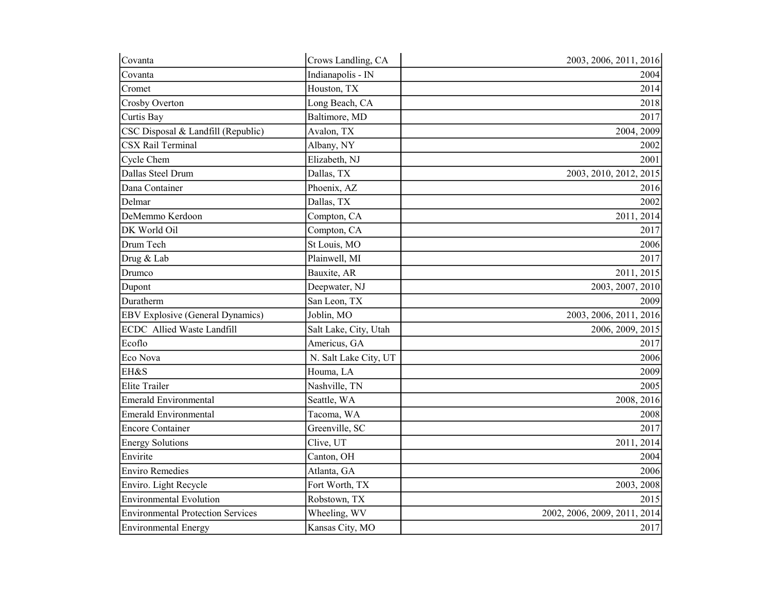| Covanta | Crows Landling, CA | 2003, 2006, 2011, 2016 |
|---|---|---|
| Covanta | Indianapolis - IN | 2004 |
| Cromet | Houston, TX | 2014 |
| Crosby Overton | Long Beach, CA | 2018 |
| Curtis Bay | Baltimore, MD | 2017 |
| CSC Disposal & Landfill (Republic) | Avalon, TX | 2004, 2009 |
| CSX Rail Terminal | Albany, NY | 2002 |
| Cycle Chem | Elizabeth, NJ | 2001 |
| Dallas Steel Drum | Dallas, TX | 2003, 2010, 2012, 2015 |
| Dana Container | Phoenix, AZ | 2016 |
| Delmar | Dallas, TX | 2002 |
| DeMemmo Kerdoon | Compton, CA | 2011, 2014 |
| DK World Oil | Compton, CA | 2017 |
| Drum Tech | St Louis, MO | 2006 |
| Drug & Lab | Plainwell, MI | 2017 |
| Drumco | Bauxite, AR | 2011, 2015 |
| Dupont | Deepwater, NJ | 2003, 2007, 2010 |
| Duratherm | San Leon, TX | 2009 |
| EBV Explosive (General Dynamics) | Joblin, MO | 2003, 2006, 2011, 2016 |
| ECDC  Allied Waste Landfill | Salt Lake, City, Utah | 2006, 2009, 2015 |
| Ecoflo | Americus, GA | 2017 |
| Eco Nova | N. Salt Lake City, UT | 2006 |
| EH&S | Houma, LA | 2009 |
| Elite Trailer | Nashville, TN | 2005 |
| Emerald Environmental | Seattle, WA | 2008, 2016 |
| Emerald Environmental | Tacoma, WA | 2008 |
| Encore Container | Greenville, SC | 2017 |
| Energy Solutions | Clive, UT | 2011, 2014 |
| Envirite | Canton, OH | 2004 |
| Enviro Remedies | Atlanta, GA | 2006 |
| Enviro. Light Recycle | Fort Worth, TX | 2003, 2008 |
| Environmental Evolution | Robstown, TX | 2015 |
| Environmental Protection Services | Wheeling, WV | 2002, 2006, 2009, 2011, 2014 |
| Environmental Energy | Kansas City, MO | 2017 |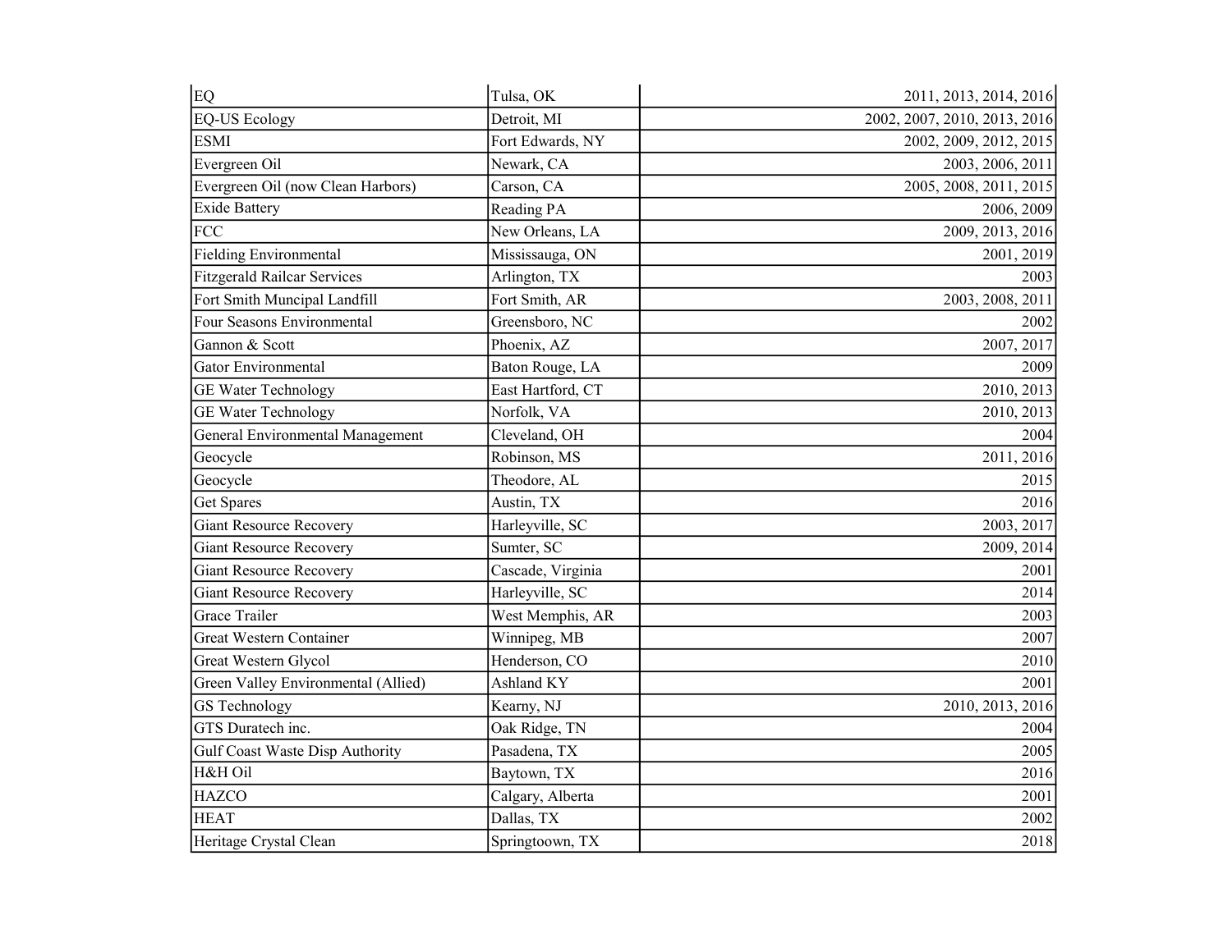| EQ | Tulsa, OK | 2011, 2013, 2014, 2016 |
|---|---|---|
| EQ-US Ecology | Detroit, MI | 2002, 2007, 2010, 2013, 2016 |
| ESMI | Fort Edwards, NY | 2002, 2009, 2012, 2015 |
| Evergreen Oil | Newark, CA | 2003, 2006, 2011 |
| Evergreen Oil (now Clean Harbors) | Carson, CA | 2005, 2008, 2011, 2015 |
| Exide Battery | Reading PA | 2006, 2009 |
| FCC | New Orleans, LA | 2009, 2013, 2016 |
| Fielding Environmental | Mississauga, ON | 2001, 2019 |
| Fitzgerald Railcar Services | Arlington, TX | 2003 |
| Fort Smith Muncipal Landfill | Fort Smith, AR | 2003, 2008, 2011 |
| Four Seasons Environmental | Greensboro, NC | 2002 |
| Gannon & Scott | Phoenix, AZ | 2007, 2017 |
| Gator Environmental | Baton Rouge, LA | 2009 |
| GE Water Technology | East Hartford, CT | 2010, 2013 |
| GE Water Technology | Norfolk, VA | 2010, 2013 |
| General Environmental Management | Cleveland, OH | 2004 |
| Geocycle | Robinson, MS | 2011, 2016 |
| Geocycle | Theodore, AL | 2015 |
| Get Spares | Austin, TX | 2016 |
| Giant Resource Recovery | Harleyville, SC | 2003, 2017 |
| Giant Resource Recovery | Sumter, SC | 2009, 2014 |
| Giant Resource Recovery | Cascade, Virginia | 2001 |
| Giant Resource Recovery | Harleyville, SC | 2014 |
| Grace Trailer | West Memphis, AR | 2003 |
| Great Western Container | Winnipeg, MB | 2007 |
| Great Western Glycol | Henderson, CO | 2010 |
| Green Valley Environmental (Allied) | Ashland KY | 2001 |
| GS Technology | Kearny, NJ | 2010, 2013, 2016 |
| GTS Duratech inc. | Oak Ridge, TN | 2004 |
| Gulf Coast Waste Disp Authority | Pasadena, TX | 2005 |
| H&H Oil | Baytown, TX | 2016 |
| HAZCO | Calgary, Alberta | 2001 |
| HEAT | Dallas, TX | 2002 |
| Heritage Crystal Clean | Springtoown, TX | 2018 |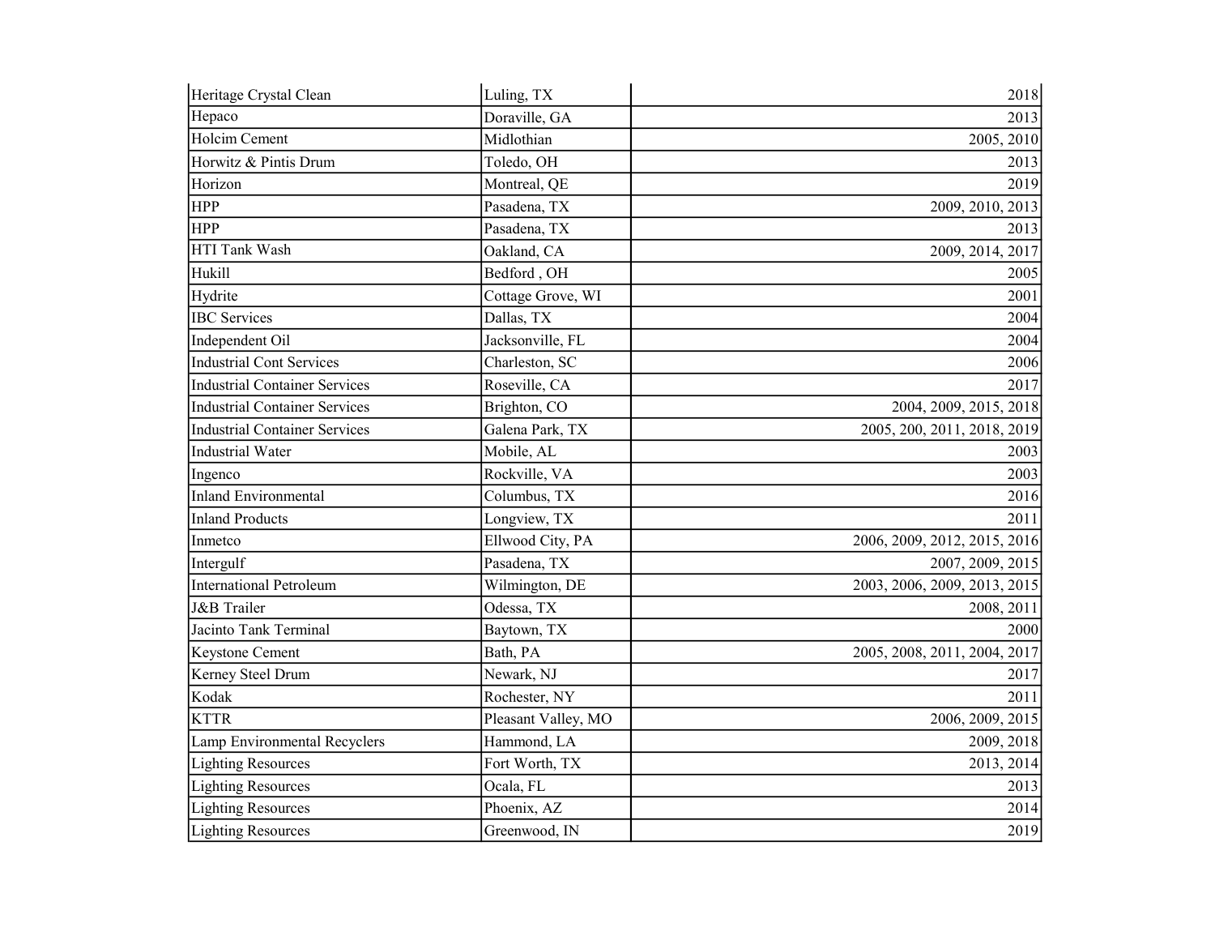| | | |
|---|---|---|
| Heritage Crystal Clean | Luling, TX | 2018 |
| Hepaco | Doraville, GA | 2013 |
| Holcim Cement | Midlothian | 2005, 2010 |
| Horwitz & Pintis Drum | Toledo, OH | 2013 |
| Horizon | Montreal, QE | 2019 |
| HPP | Pasadena, TX | 2009, 2010, 2013 |
| HPP | Pasadena, TX | 2013 |
| HTI Tank Wash | Oakland, CA | 2009, 2014, 2017 |
| Hukill | Bedford , OH | 2005 |
| Hydrite | Cottage Grove, WI | 2001 |
| IBC Services | Dallas, TX | 2004 |
| Independent Oil | Jacksonville, FL | 2004 |
| Industrial Cont Services | Charleston, SC | 2006 |
| Industrial Container Services | Roseville, CA | 2017 |
| Industrial Container Services | Brighton, CO | 2004, 2009, 2015, 2018 |
| Industrial Container Services | Galena Park, TX | 2005, 200, 2011, 2018, 2019 |
| Industrial Water | Mobile, AL | 2003 |
| Ingenco | Rockville, VA | 2003 |
| Inland Environmental | Columbus, TX | 2016 |
| Inland Products | Longview, TX | 2011 |
| Inmetco | Ellwood City, PA | 2006, 2009, 2012, 2015, 2016 |
| Intergulf | Pasadena, TX | 2007, 2009, 2015 |
| International Petroleum | Wilmington, DE | 2003, 2006, 2009, 2013, 2015 |
| J&B Trailer | Odessa, TX | 2008, 2011 |
| Jacinto Tank Terminal | Baytown, TX | 2000 |
| Keystone Cement | Bath, PA | 2005, 2008, 2011, 2004, 2017 |
| Kerney Steel Drum | Newark, NJ | 2017 |
| Kodak | Rochester, NY | 2011 |
| KTTR | Pleasant Valley, MO | 2006, 2009, 2015 |
| Lamp Environmental Recyclers | Hammond, LA | 2009, 2018 |
| Lighting Resources | Fort Worth, TX | 2013, 2014 |
| Lighting Resources | Ocala, FL | 2013 |
| Lighting Resources | Phoenix, AZ | 2014 |
| Lighting Resources | Greenwood, IN | 2019 |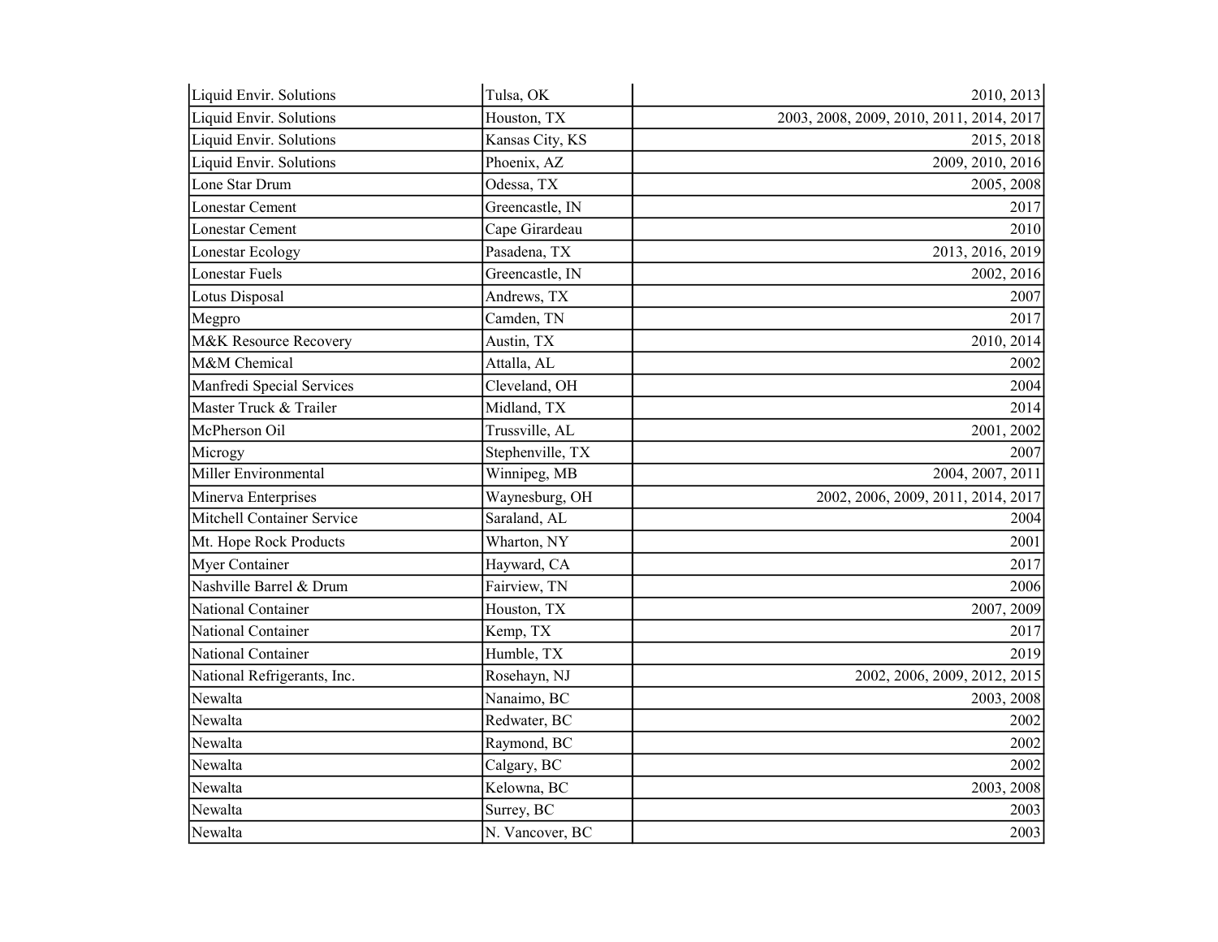| | | |
|---|---|---|
| Liquid Envir. Solutions | Tulsa, OK | 2010, 2013 |
| Liquid Envir. Solutions | Houston, TX | 2003, 2008, 2009, 2010, 2011, 2014, 2017 |
| Liquid Envir. Solutions | Kansas City, KS | 2015, 2018 |
| Liquid Envir. Solutions | Phoenix, AZ | 2009, 2010, 2016 |
| Lone Star Drum | Odessa, TX | 2005, 2008 |
| Lonestar Cement | Greencastle, IN | 2017 |
| Lonestar Cement | Cape Girardeau | 2010 |
| Lonestar Ecology | Pasadena, TX | 2013, 2016, 2019 |
| Lonestar Fuels | Greencastle, IN | 2002, 2016 |
| Lotus Disposal | Andrews, TX | 2007 |
| Megpro | Camden, TN | 2017 |
| M&K Resource Recovery | Austin, TX | 2010, 2014 |
| M&M Chemical | Attalla, AL | 2002 |
| Manfredi Special Services | Cleveland, OH | 2004 |
| Master Truck & Trailer | Midland, TX | 2014 |
| McPherson Oil | Trussville, AL | 2001, 2002 |
| Microgy | Stephenville, TX | 2007 |
| Miller Environmental | Winnipeg, MB | 2004, 2007, 2011 |
| Minerva Enterprises | Waynesburg, OH | 2002, 2006, 2009, 2011, 2014, 2017 |
| Mitchell Container Service | Saraland, AL | 2004 |
| Mt. Hope Rock Products | Wharton, NY | 2001 |
| Myer Container | Hayward, CA | 2017 |
| Nashville Barrel & Drum | Fairview, TN | 2006 |
| National Container | Houston, TX | 2007, 2009 |
| National Container | Kemp, TX | 2017 |
| National Container | Humble, TX | 2019 |
| National Refrigerants, Inc. | Rosehayn, NJ | 2002, 2006, 2009, 2012, 2015 |
| Newalta | Nanaimo, BC | 2003, 2008 |
| Newalta | Redwater, BC | 2002 |
| Newalta | Raymond, BC | 2002 |
| Newalta | Calgary, BC | 2002 |
| Newalta | Kelowna, BC | 2003, 2008 |
| Newalta | Surrey, BC | 2003 |
| Newalta | N. Vancover, BC | 2003 |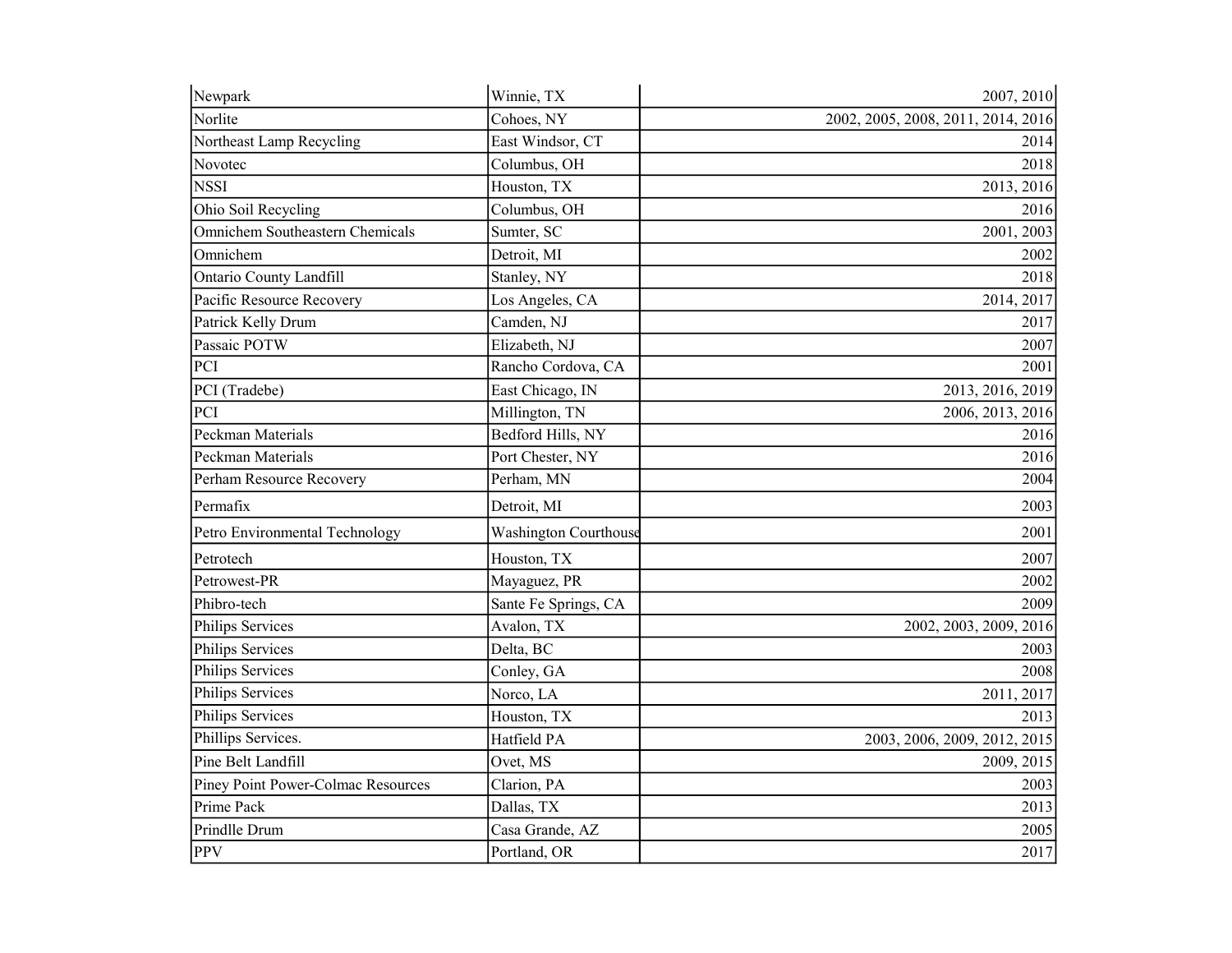| Newpark | Winnie, TX | 2007, 2010 |
|---|---|---|
| Norlite | Cohoes, NY | 2002, 2005, 2008, 2011, 2014, 2016 |
| Northeast Lamp Recycling | East Windsor, CT | 2014 |
| Novotec | Columbus, OH | 2018 |
| NSSI | Houston, TX | 2013, 2016 |
| Ohio Soil Recycling | Columbus, OH | 2016 |
| Omnichem Southeastern Chemicals | Sumter, SC | 2001, 2003 |
| Omnichem | Detroit, MI | 2002 |
| Ontario County Landfill | Stanley, NY | 2018 |
| Pacific Resource Recovery | Los Angeles, CA | 2014, 2017 |
| Patrick Kelly Drum | Camden, NJ | 2017 |
| Passaic POTW | Elizabeth, NJ | 2007 |
| PCI | Rancho Cordova, CA | 2001 |
| PCI (Tradebe) | East Chicago, IN | 2013, 2016, 2019 |
| PCI | Millington, TN | 2006, 2013, 2016 |
| Peckman Materials | Bedford Hills, NY | 2016 |
| Peckman Materials | Port Chester, NY | 2016 |
| Perham Resource Recovery | Perham, MN | 2004 |
| Permafix | Detroit, MI | 2003 |
| Petro Environmental Technology | Washington Courthouse | 2001 |
| Petrotech | Houston, TX | 2007 |
| Petrowest-PR | Mayaguez, PR | 2002 |
| Phibro-tech | Sante Fe Springs, CA | 2009 |
| Philips Services | Avalon, TX | 2002, 2003, 2009, 2016 |
| Philips Services | Delta, BC | 2003 |
| Philips Services | Conley, GA | 2008 |
| Philips Services | Norco, LA | 2011, 2017 |
| Philips Services | Houston, TX | 2013 |
| Phillips Services. | Hatfield PA | 2003, 2006, 2009, 2012, 2015 |
| Pine Belt Landfill | Ovet, MS | 2009, 2015 |
| Piney Point Power-Colmac Resources | Clarion, PA | 2003 |
| Prime Pack | Dallas, TX | 2013 |
| Prindlle Drum | Casa Grande, AZ | 2005 |
| PPV | Portland, OR | 2017 |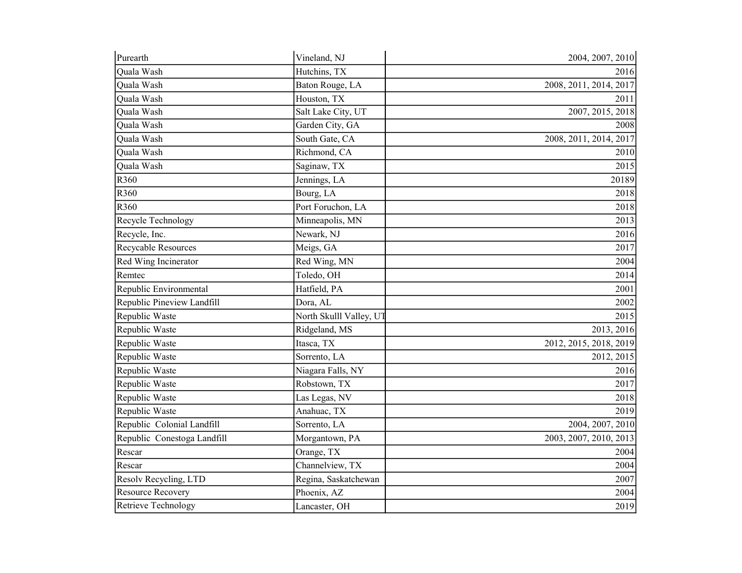| | | |
|---|---|---|
| Purearth | Vineland, NJ | 2004, 2007, 2010 |
| Quala Wash | Hutchins, TX | 2016 |
| Quala Wash | Baton Rouge, LA | 2008, 2011, 2014, 2017 |
| Quala Wash | Houston, TX | 2011 |
| Quala Wash | Salt Lake City, UT | 2007, 2015, 2018 |
| Quala Wash | Garden City, GA | 2008 |
| Quala Wash | South Gate, CA | 2008, 2011, 2014, 2017 |
| Quala Wash | Richmond, CA | 2010 |
| Quala Wash | Saginaw, TX | 2015 |
| R360 | Jennings, LA | 20189 |
| R360 | Bourg, LA | 2018 |
| R360 | Port Foruchon, LA | 2018 |
| Recycle Technology | Minneapolis, MN | 2013 |
| Recycle, Inc. | Newark, NJ | 2016 |
| Recycable Resources | Meigs, GA | 2017 |
| Red Wing Incinerator | Red Wing, MN | 2004 |
| Remtec | Toledo, OH | 2014 |
| Republic Environmental | Hatfield, PA | 2001 |
| Republic Pineview Landfill | Dora, AL | 2002 |
| Republic Waste | North Skulll Valley, UT | 2015 |
| Republic Waste | Ridgeland, MS | 2013, 2016 |
| Republic Waste | Itasca, TX | 2012, 2015, 2018, 2019 |
| Republic Waste | Sorrento, LA | 2012, 2015 |
| Republic Waste | Niagara Falls, NY | 2016 |
| Republic Waste | Robstown, TX | 2017 |
| Republic Waste | Las Legas, NV | 2018 |
| Republic Waste | Anahuac, TX | 2019 |
| Republic Colonial Landfill | Sorrento, LA | 2004, 2007, 2010 |
| Republic Conestoga Landfill | Morgantown, PA | 2003, 2007, 2010, 2013 |
| Rescar | Orange, TX | 2004 |
| Rescar | Channelview, TX | 2004 |
| Resolv Recycling, LTD | Regina, Saskatchewan | 2007 |
| Resource Recovery | Phoenix, AZ | 2004 |
| Retrieve Technology | Lancaster, OH | 2019 |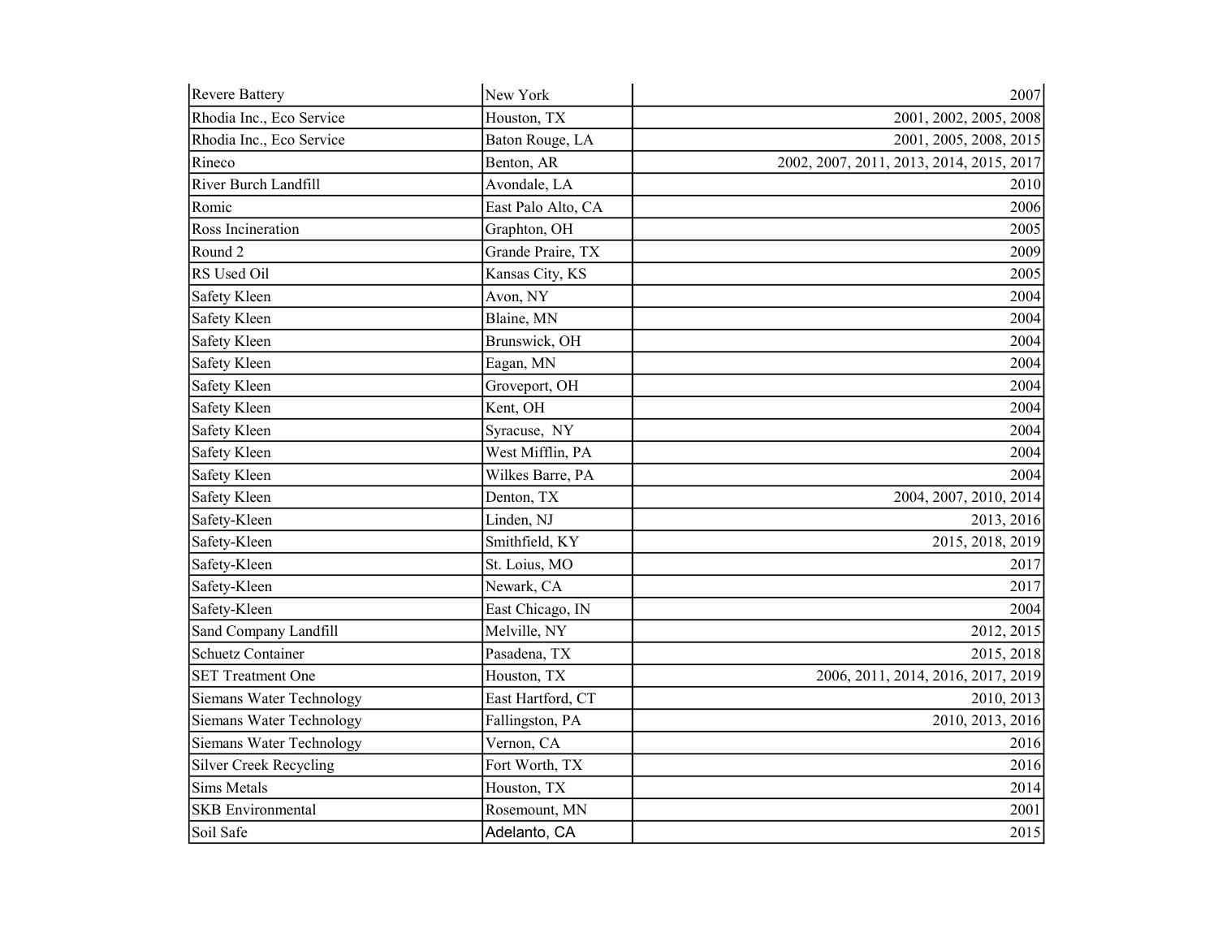| Revere Battery | New York | 2007 |
|---|---|---|
| Rhodia Inc., Eco Service | Houston, TX | 2001, 2002, 2005, 2008 |
| Rhodia Inc., Eco Service | Baton Rouge, LA | 2001, 2005, 2008, 2015 |
| Rineco | Benton, AR | 2002, 2007, 2011, 2013, 2014, 2015, 2017 |
| River Burch Landfill | Avondale, LA | 2010 |
| Romic | East Palo Alto, CA | 2006 |
| Ross Incineration | Graphton, OH | 2005 |
| Round 2 | Grande Praire, TX | 2009 |
| RS Used Oil | Kansas City, KS | 2005 |
| Safety Kleen | Avon, NY | 2004 |
| Safety Kleen | Blaine, MN | 2004 |
| Safety Kleen | Brunswick, OH | 2004 |
| Safety Kleen | Eagan, MN | 2004 |
| Safety Kleen | Groveport, OH | 2004 |
| Safety Kleen | Kent, OH | 2004 |
| Safety Kleen | Syracuse, NY | 2004 |
| Safety Kleen | West Mifflin, PA | 2004 |
| Safety Kleen | Wilkes Barre, PA | 2004 |
| Safety Kleen | Denton, TX | 2004, 2007, 2010, 2014 |
| Safety-Kleen | Linden, NJ | 2013, 2016 |
| Safety-Kleen | Smithfield, KY | 2015, 2018, 2019 |
| Safety-Kleen | St. Loius, MO | 2017 |
| Safety-Kleen | Newark, CA | 2017 |
| Safety-Kleen | East Chicago, IN | 2004 |
| Sand Company Landfill | Melville, NY | 2012, 2015 |
| Schuetz Container | Pasadena, TX | 2015, 2018 |
| SET Treatment One | Houston, TX | 2006, 2011, 2014, 2016, 2017, 2019 |
| Siemans Water Technology | East Hartford, CT | 2010, 2013 |
| Siemans Water Technology | Fallingston, PA | 2010, 2013, 2016 |
| Siemans Water Technology | Vernon, CA | 2016 |
| Silver Creek Recycling | Fort Worth, TX | 2016 |
| Sims Metals | Houston, TX | 2014 |
| SKB Environmental | Rosemount, MN | 2001 |
| Soil Safe | Adelanto, CA | 2015 |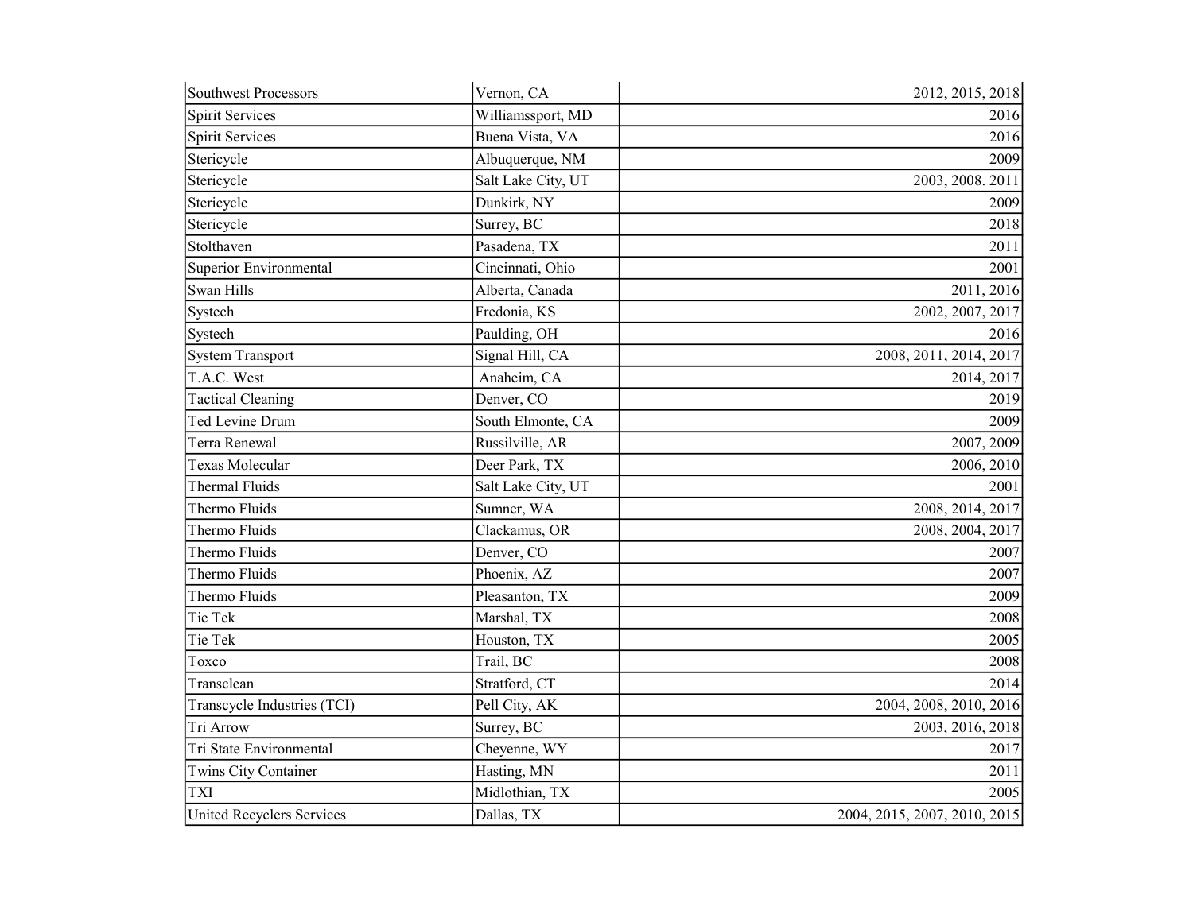| | | |
|---|---|---|
| Southwest Processors | Vernon, CA | 2012, 2015, 2018 |
| Spirit Services | Williamssport, MD | 2016 |
| Spirit Services | Buena Vista, VA | 2016 |
| Stericycle | Albuquerque, NM | 2009 |
| Stericycle | Salt Lake City, UT | 2003, 2008. 2011 |
| Stericycle | Dunkirk, NY | 2009 |
| Stericycle | Surrey, BC | 2018 |
| Stolthaven | Pasadena, TX | 2011 |
| Superior Environmental | Cincinnati, Ohio | 2001 |
| Swan Hills | Alberta, Canada | 2011, 2016 |
| Systech | Fredonia, KS | 2002, 2007, 2017 |
| Systech | Paulding, OH | 2016 |
| System Transport | Signal Hill, CA | 2008, 2011, 2014, 2017 |
| T.A.C. West | Anaheim, CA | 2014, 2017 |
| Tactical Cleaning | Denver, CO | 2019 |
| Ted Levine Drum | South Elmonte, CA | 2009 |
| Terra Renewal | Russilville, AR | 2007, 2009 |
| Texas Molecular | Deer Park, TX | 2006, 2010 |
| Thermal Fluids | Salt Lake City, UT | 2001 |
| Thermo Fluids | Sumner, WA | 2008, 2014, 2017 |
| Thermo Fluids | Clackamus, OR | 2008, 2004, 2017 |
| Thermo Fluids | Denver, CO | 2007 |
| Thermo Fluids | Phoenix, AZ | 2007 |
| Thermo Fluids | Pleasanton, TX | 2009 |
| Tie Tek | Marshal, TX | 2008 |
| Tie Tek | Houston, TX | 2005 |
| Toxco | Trail, BC | 2008 |
| Transclean | Stratford, CT | 2014 |
| Transcycle Industries (TCI) | Pell City, AK | 2004, 2008, 2010, 2016 |
| Tri Arrow | Surrey, BC | 2003, 2016, 2018 |
| Tri State Environmental | Cheyenne, WY | 2017 |
| Twins City Container | Hasting, MN | 2011 |
| TXI | Midlothian, TX | 2005 |
| United Recyclers Services | Dallas, TX | 2004, 2015, 2007, 2010, 2015 |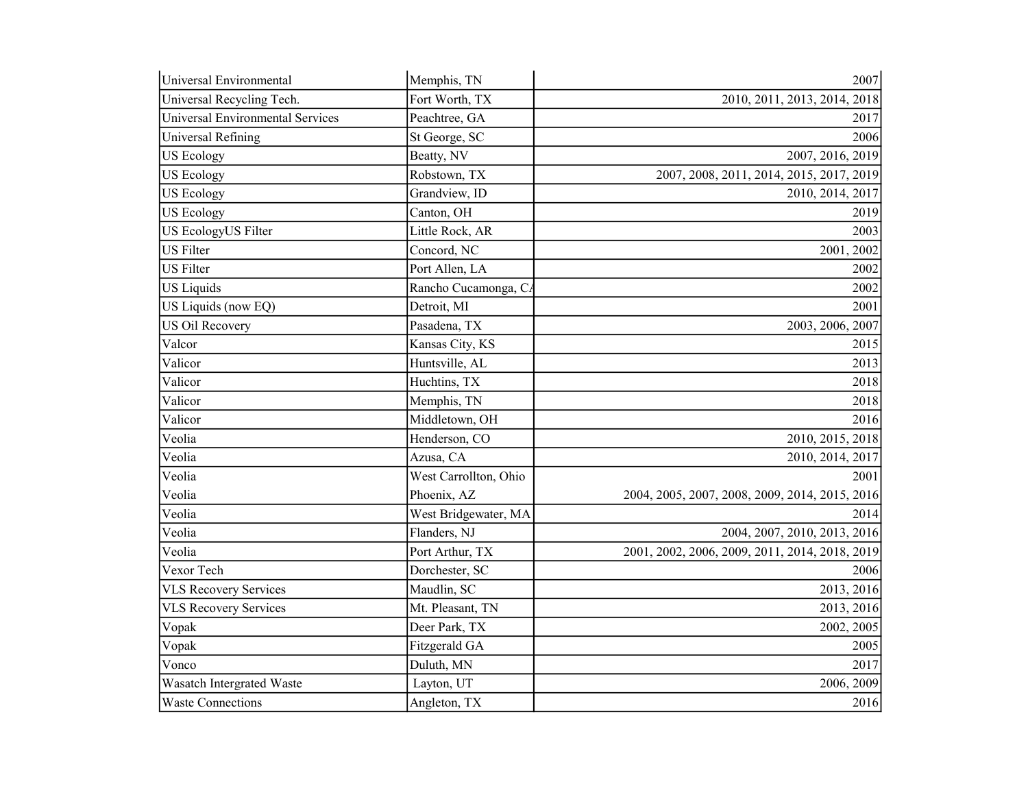| | | |
|---|---|---|
| Universal Environmental | Memphis, TN | 2007 |
| Universal Recycling Tech. | Fort Worth, TX | 2010, 2011, 2013, 2014, 2018 |
| Universal Environmental Services | Peachtree, GA | 2017 |
| Universal Refining | St George, SC | 2006 |
| US Ecology | Beatty, NV | 2007, 2016, 2019 |
| US Ecology | Robstown, TX | 2007, 2008, 2011, 2014, 2015, 2017, 2019 |
| US Ecology | Grandview, ID | 2010, 2014, 2017 |
| US Ecology | Canton, OH | 2019 |
| US EcologyUS Filter | Little Rock, AR | 2003 |
| US Filter | Concord, NC | 2001, 2002 |
| US Filter | Port Allen, LA | 2002 |
| US Liquids | Rancho Cucamonga, CA | 2002 |
| US Liquids (now EQ) | Detroit, MI | 2001 |
| US Oil Recovery | Pasadena, TX | 2003, 2006, 2007 |
| Valcor | Kansas City, KS | 2015 |
| Valicor | Huntsville, AL | 2013 |
| Valicor | Huchtins, TX | 2018 |
| Valicor | Memphis, TN | 2018 |
| Valicor | Middletown, OH | 2016 |
| Veolia | Henderson, CO | 2010, 2015, 2018 |
| Veolia | Azusa, CA | 2010, 2014, 2017 |
| Veolia | West Carrollton, Ohio | 2001 |
| Veolia | Phoenix, AZ | 2004, 2005, 2007, 2008, 2009, 2014, 2015, 2016 |
| Veolia | West Bridgewater, MA | 2014 |
| Veolia | Flanders, NJ | 2004, 2007, 2010, 2013, 2016 |
| Veolia | Port Arthur, TX | 2001, 2002, 2006, 2009, 2011, 2014, 2018, 2019 |
| Vexor Tech | Dorchester, SC | 2006 |
| VLS Recovery Services | Maudlin, SC | 2013, 2016 |
| VLS Recovery Services | Mt. Pleasant, TN | 2013, 2016 |
| Vopak | Deer Park, TX | 2002, 2005 |
| Vopak | Fitzgerald GA | 2005 |
| Vonco | Duluth, MN | 2017 |
| Wasatch Intergrated Waste | Layton, UT | 2006, 2009 |
| Waste Connections | Angleton, TX | 2016 |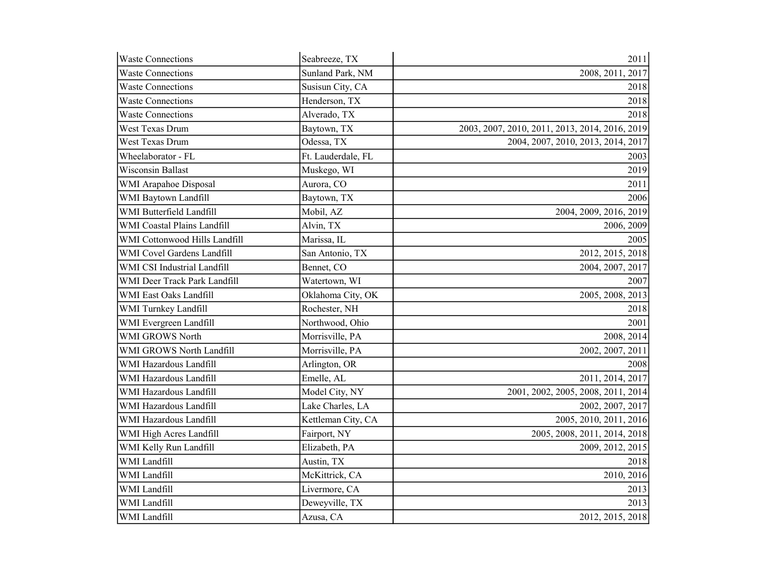| | | |
|---|---|---|
| Waste Connections | Seabreeze, TX | 2011 |
| Waste Connections | Sunland Park, NM | 2008, 2011, 2017 |
| Waste Connections | Susisun City, CA | 2018 |
| Waste Connections | Henderson, TX | 2018 |
| Waste Connections | Alverado, TX | 2018 |
| West Texas Drum | Baytown, TX | 2003, 2007, 2010, 2011, 2013, 2014, 2016, 2019 |
| West Texas Drum | Odessa, TX | 2004, 2007, 2010, 2013, 2014, 2017 |
| Wheelaborator - FL | Ft. Lauderdale, FL | 2003 |
| Wisconsin Ballast | Muskego, WI | 2019 |
| WMI Arapahoe Disposal | Aurora, CO | 2011 |
| WMI Baytown Landfill | Baytown, TX | 2006 |
| WMI Butterfield Landfill | Mobil, AZ | 2004, 2009, 2016, 2019 |
| WMI Coastal Plains Landfill | Alvin, TX | 2006, 2009 |
| WMI Cottonwood Hills Landfill | Marissa, IL | 2005 |
| WMI Covel Gardens Landfill | San Antonio, TX | 2012, 2015, 2018 |
| WMI CSI Industrial Landfill | Bennet, CO | 2004, 2007, 2017 |
| WMI Deer Track Park Landfill | Watertown, WI | 2007 |
| WMI East Oaks Landfill | Oklahoma City, OK | 2005, 2008, 2013 |
| WMI Turnkey Landfill | Rochester, NH | 2018 |
| WMI Evergreen Landfill | Northwood, Ohio | 2001 |
| WMI GROWS North | Morrisville, PA | 2008, 2014 |
| WMI GROWS North Landfill | Morrisville, PA | 2002, 2007, 2011 |
| WMI Hazardous Landfill | Arlington, OR | 2008 |
| WMI Hazardous Landfill | Emelle, AL | 2011, 2014, 2017 |
| WMI Hazardous Landfill | Model City, NY | 2001, 2002, 2005, 2008, 2011, 2014 |
| WMI Hazardous Landfill | Lake Charles, LA | 2002, 2007, 2017 |
| WMI Hazardous Landfill | Kettleman City, CA | 2005, 2010, 2011, 2016 |
| WMI High Acres Landfill | Fairport, NY | 2005, 2008, 2011, 2014, 2018 |
| WMI Kelly Run Landfill | Elizabeth, PA | 2009, 2012, 2015 |
| WMI Landfill | Austin, TX | 2018 |
| WMI Landfill | McKittrick, CA | 2010, 2016 |
| WMI Landfill | Livermore, CA | 2013 |
| WMI Landfill | Deweyville, TX | 2013 |
| WMI Landfill | Azusa, CA | 2012, 2015, 2018 |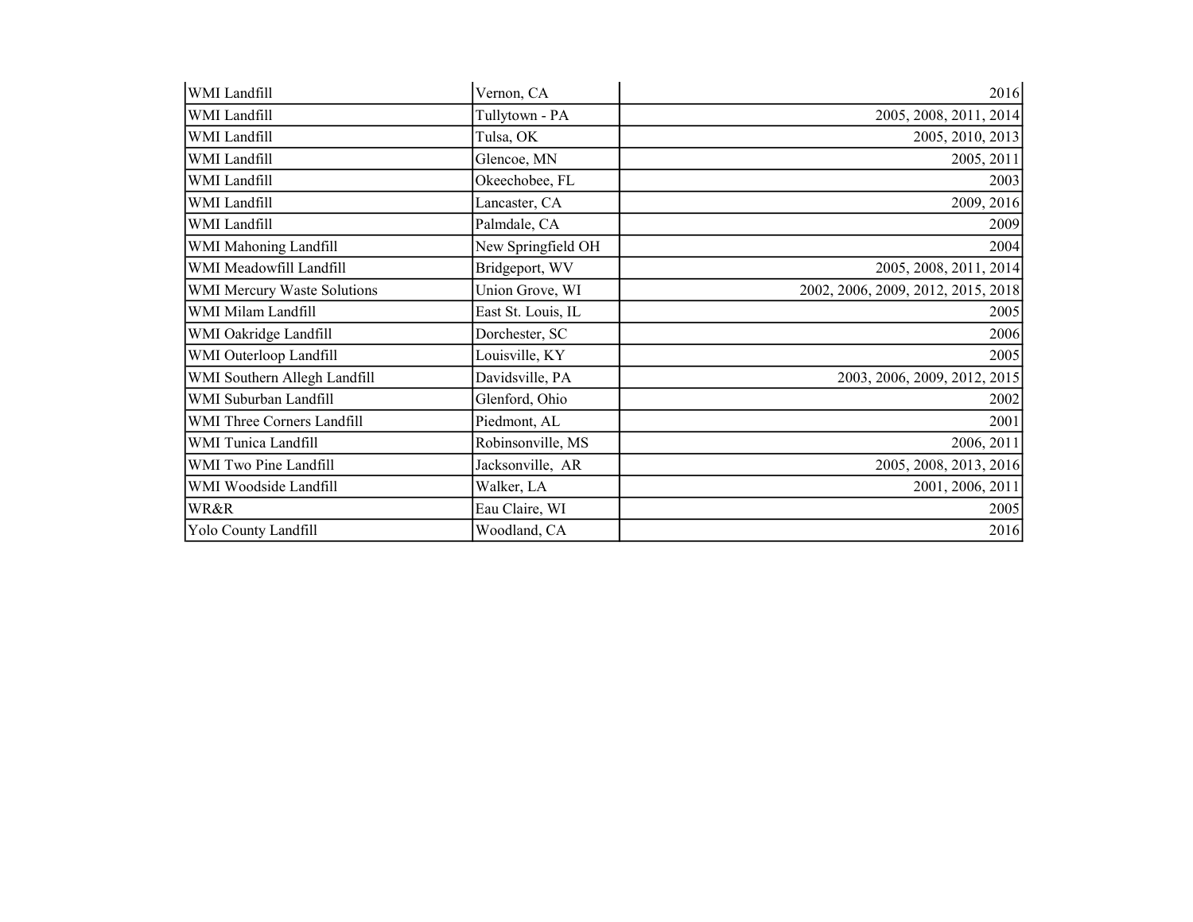| | | |
|---|---|---|
| WMI Landfill | Vernon, CA | 2016 |
| WMI Landfill | Tullytown - PA | 2005, 2008, 2011, 2014 |
| WMI Landfill | Tulsa, OK | 2005, 2010, 2013 |
| WMI Landfill | Glencoe, MN | 2005, 2011 |
| WMI Landfill | Okeechobee, FL | 2003 |
| WMI Landfill | Lancaster, CA | 2009, 2016 |
| WMI Landfill | Palmdale, CA | 2009 |
| WMI Mahoning Landfill | New Springfield OH | 2004 |
| WMI Meadowfill Landfill | Bridgeport, WV | 2005, 2008, 2011, 2014 |
| WMI Mercury Waste Solutions | Union Grove, WI | 2002, 2006, 2009, 2012, 2015, 2018 |
| WMI Milam Landfill | East St. Louis, IL | 2005 |
| WMI Oakridge Landfill | Dorchester, SC | 2006 |
| WMI Outerloop Landfill | Louisville, KY | 2005 |
| WMI Southern Allegh Landfill | Davidsville, PA | 2003, 2006, 2009, 2012, 2015 |
| WMI Suburban Landfill | Glenford, Ohio | 2002 |
| WMI Three Corners Landfill | Piedmont, AL | 2001 |
| WMI Tunica Landfill | Robinsonville, MS | 2006, 2011 |
| WMI Two Pine Landfill | Jacksonville, AR | 2005, 2008, 2013, 2016 |
| WMI Woodside Landfill | Walker, LA | 2001, 2006, 2011 |
| WR&R | Eau Claire, WI | 2005 |
| Yolo County Landfill | Woodland, CA | 2016 |